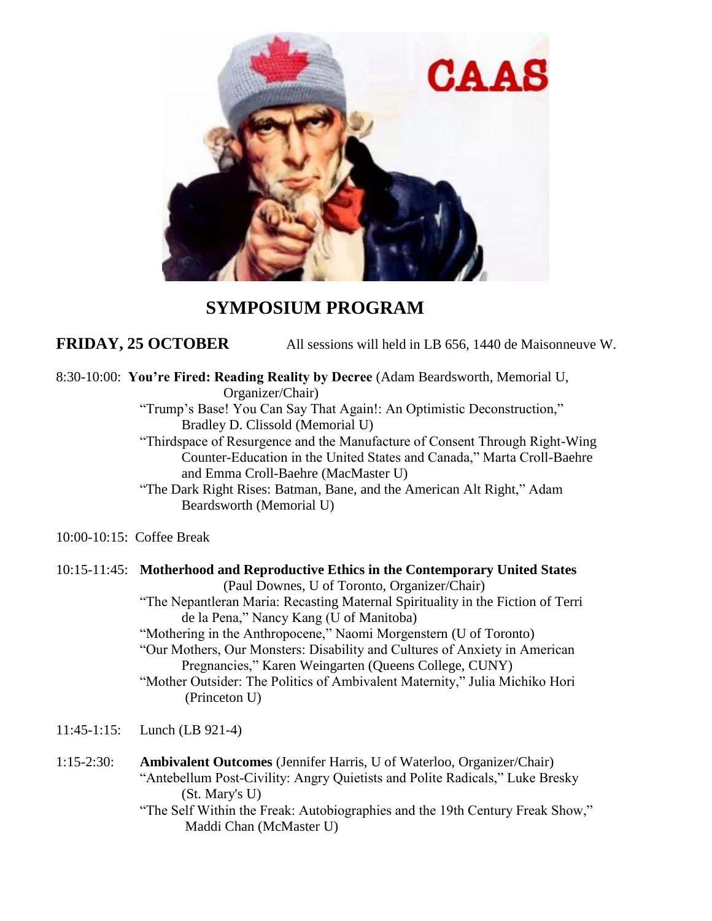CAAS

# SYMPOSIUM PROGRAM

**FRIDAY, 25 OCTOBER** All sessions will held in LB 656, 1440 de Maisonneuve W.

8:30-10:00: **You're Fired: Reading Reality by Decree** (Adam Beardsworth, Memorial U, Organizer/Chair)

- "Trump's Base! You Can Say That Again!: An Optimistic Deconstruction," Bradley D. Clissold (Memorial U)
- "Thirdspace of Resurgence and the Manufacture of Consent Through Right-Wing Counter-Education in the United States and Canada," Marta Croll-Baehre and Emma Croll-Baehre (MacMaster U)
- "The Dark Right Rises: Batman, Bane, and the American Alt Right," Adam Beardsworth (Memorial U)

10:00-10:15: Coffee Break

10:15-11:45: **Motherhood and Reproductive Ethics in the Contemporary United States** (Paul Downes, U of Toronto, Organizer/Chair)

- "The Nepantleran Maria: Recasting Maternal Spirituality in the Fiction of Terri de la Pena," Nancy Kang (U of Manitoba)
- "Mothering in the Anthropocene," Naomi Morgenstern (U of Toronto)
- "Our Mothers, Our Monsters: Disability and Cultures of Anxiety in American Pregnancies," Karen Weingarten (Queens College, CUNY)
- "Mother Outsider: The Politics of Ambivalent Maternity," Julia Michiko Hori (Princeton U)

11:45-1:15: Lunch (LB 921-4)

1:15-2:30: **Ambivalent Outcomes** (Jennifer Harris, U of Waterloo, Organizer/Chair)

- "Antebellum Post-Civility: Angry Quietists and Polite Radicals," Luke Bresky (St. Mary's U)
- "The Self Within the Freak: Autobiographies and the 19th Century Freak Show," Maddi Chan (McMaster U)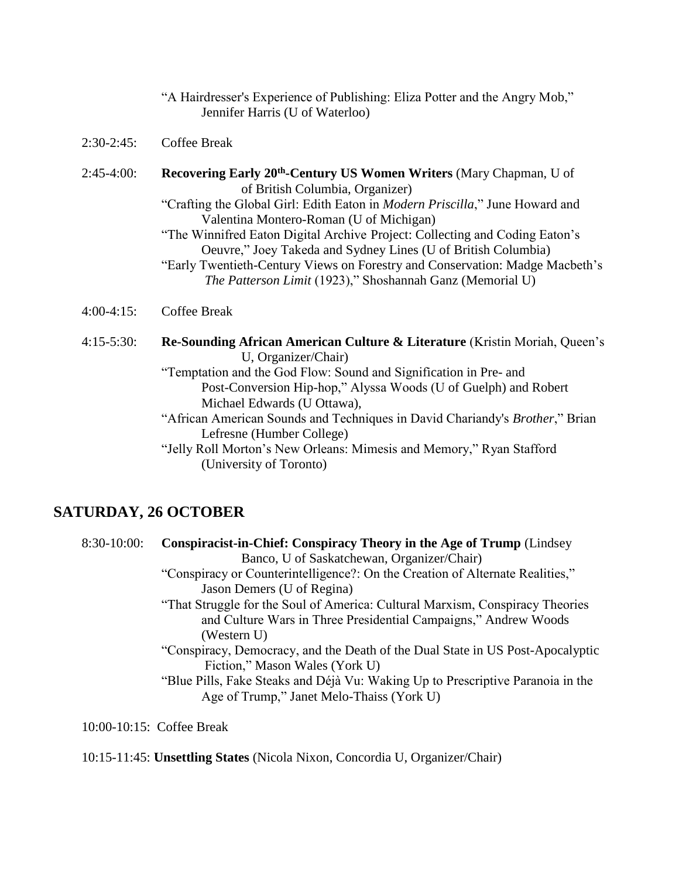"A Hairdresser's Experience of Publishing: Eliza Potter and the Angry Mob," Jennifer Harris (U of Waterloo)

2:30-2:45: Coffee Break

2:45-4:00: **Recovering Early 20th-Century US Women Writers** (Mary Chapman, U of of British Columbia, Organizer)

"Crafting the Global Girl: Edith Eaton in *Modern Priscilla*," June Howard and Valentina Montero-Roman (U of Michigan)

"The Winnifred Eaton Digital Archive Project: Collecting and Coding Eaton's Oeuvre," Joey Takeda and Sydney Lines (U of British Columbia)

"Early Twentieth-Century Views on Forestry and Conservation: Madge Macbeth's *The Patterson Limit* (1923)," Shoshannah Ganz (Memorial U)

4:00-4:15: Coffee Break

4:15-5:30: **Re-Sounding African American Culture & Literature** (Kristin Moriah, Queen's U, Organizer/Chair)

"Temptation and the God Flow: Sound and Signification in Pre- and Post-Conversion Hip-hop," Alyssa Woods (U of Guelph) and Robert Michael Edwards (U Ottawa),

"African American Sounds and Techniques in David Chariandy's *Brother*," Brian Lefresne (Humber College)

"Jelly Roll Morton's New Orleans: Mimesis and Memory," Ryan Stafford (University of Toronto)

## SATURDAY, 26 OCTOBER

8:30-10:00: **Conspiracist-in-Chief: Conspiracy Theory in the Age of Trump** (Lindsey Banco, U of Saskatchewan, Organizer/Chair)

"Conspiracy or Counterintelligence?: On the Creation of Alternate Realities," Jason Demers (U of Regina)

"That Struggle for the Soul of America: Cultural Marxism, Conspiracy Theories and Culture Wars in Three Presidential Campaigns," Andrew Woods (Western U)

"Conspiracy, Democracy, and the Death of the Dual State in US Post-Apocalyptic Fiction," Mason Wales (York U)

"Blue Pills, Fake Steaks and Déjà Vu: Waking Up to Prescriptive Paranoia in the Age of Trump," Janet Melo-Thaiss (York U)

10:00-10:15: Coffee Break

10:15-11:45: **Unsettling States** (Nicola Nixon, Concordia U, Organizer/Chair)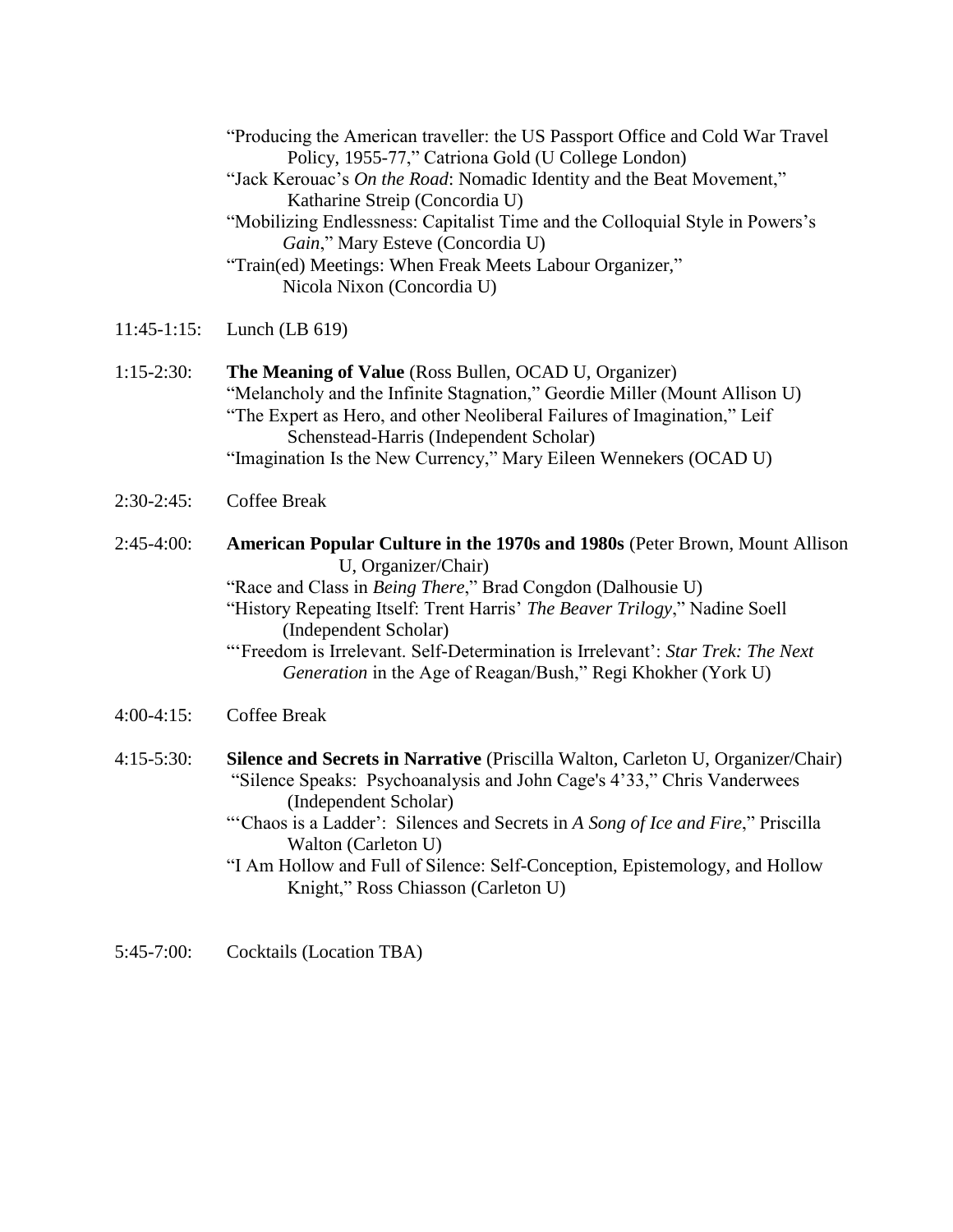"Producing the American traveller: the US Passport Office and Cold War Travel Policy, 1955-77," Catriona Gold (U College London)
"Jack Kerouac's *On the Road*: Nomadic Identity and the Beat Movement," Katharine Streip (Concordia U)
"Mobilizing Endlessness: Capitalist Time and the Colloquial Style in Powers's *Gain*," Mary Esteve (Concordia U)
"Train(ed) Meetings: When Freak Meets Labour Organizer," Nicola Nixon (Concordia U)

11:45-1:15: Lunch (LB 619)

1:15-2:30: **The Meaning of Value** (Ross Bullen, OCAD U, Organizer)
"Melancholy and the Infinite Stagnation," Geordie Miller (Mount Allison U)
"The Expert as Hero, and other Neoliberal Failures of Imagination," Leif Schenstead-Harris (Independent Scholar)
"Imagination Is the New Currency," Mary Eileen Wennekers (OCAD U)

2:30-2:45: Coffee Break

2:45-4:00: **American Popular Culture in the 1970s and 1980s** (Peter Brown, Mount Allison U, Organizer/Chair)
"Race and Class in *Being There*," Brad Congdon (Dalhousie U)
"History Repeating Itself: Trent Harris' *The Beaver Trilogy*," Nadine Soell (Independent Scholar)
"'Freedom is Irrelevant. Self-Determination is Irrelevant': *Star Trek: The Next Generation* in the Age of Reagan/Bush," Regi Khokher (York U)

4:00-4:15: Coffee Break

4:15-5:30: **Silence and Secrets in Narrative** (Priscilla Walton, Carleton U, Organizer/Chair)
"Silence Speaks: Psychoanalysis and John Cage's 4'33," Chris Vanderwees (Independent Scholar)
"'Chaos is a Ladder': Silences and Secrets in *A Song of Ice and Fire*," Priscilla Walton (Carleton U)
"I Am Hollow and Full of Silence: Self-Conception, Epistemology, and Hollow Knight," Ross Chiasson (Carleton U)

5:45-7:00: Cocktails (Location TBA)